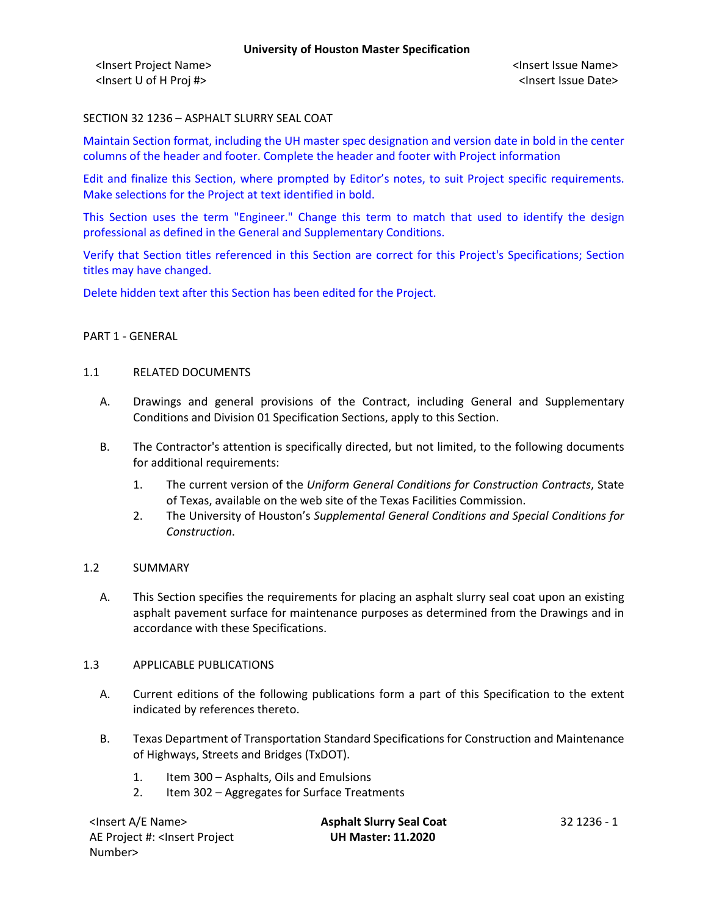SECTION 32 1236 – ASPHALT SLURRY SEAL COAT

Maintain Section format, including the UH master spec designation and version date in bold in the center columns of the header and footer. Complete the header and footer with Project information

Edit and finalize this Section, where prompted by Editor's notes, to suit Project specific requirements. Make selections for the Project at text identified in bold.

This Section uses the term "Engineer." Change this term to match that used to identify the design professional as defined in the General and Supplementary Conditions.

Verify that Section titles referenced in this Section are correct for this Project's Specifications; Section titles may have changed.

Delete hidden text after this Section has been edited for the Project.

PART 1 - GENERAL

1.1 RELATED DOCUMENTS

A. Drawings and general provisions of the Contract, including General and Supplementary Conditions and Division 01 Specification Sections, apply to this Section.

B. The Contractor's attention is specifically directed, but not limited, to the following documents for additional requirements:

1. The current version of the *Uniform General Conditions for Construction Contracts*, State of Texas, available on the web site of the Texas Facilities Commission.
2. The University of Houston's *Supplemental General Conditions and Special Conditions for Construction*.

1.2 SUMMARY

A. This Section specifies the requirements for placing an asphalt slurry seal coat upon an existing asphalt pavement surface for maintenance purposes as determined from the Drawings and in accordance with these Specifications.

1.3 APPLICABLE PUBLICATIONS

A. Current editions of the following publications form a part of this Specification to the extent indicated by references thereto.

B. Texas Department of Transportation Standard Specifications for Construction and Maintenance of Highways, Streets and Bridges (TxDOT).

1. Item 300 – Asphalts, Oils and Emulsions
2. Item 302 – Aggregates for Surface Treatments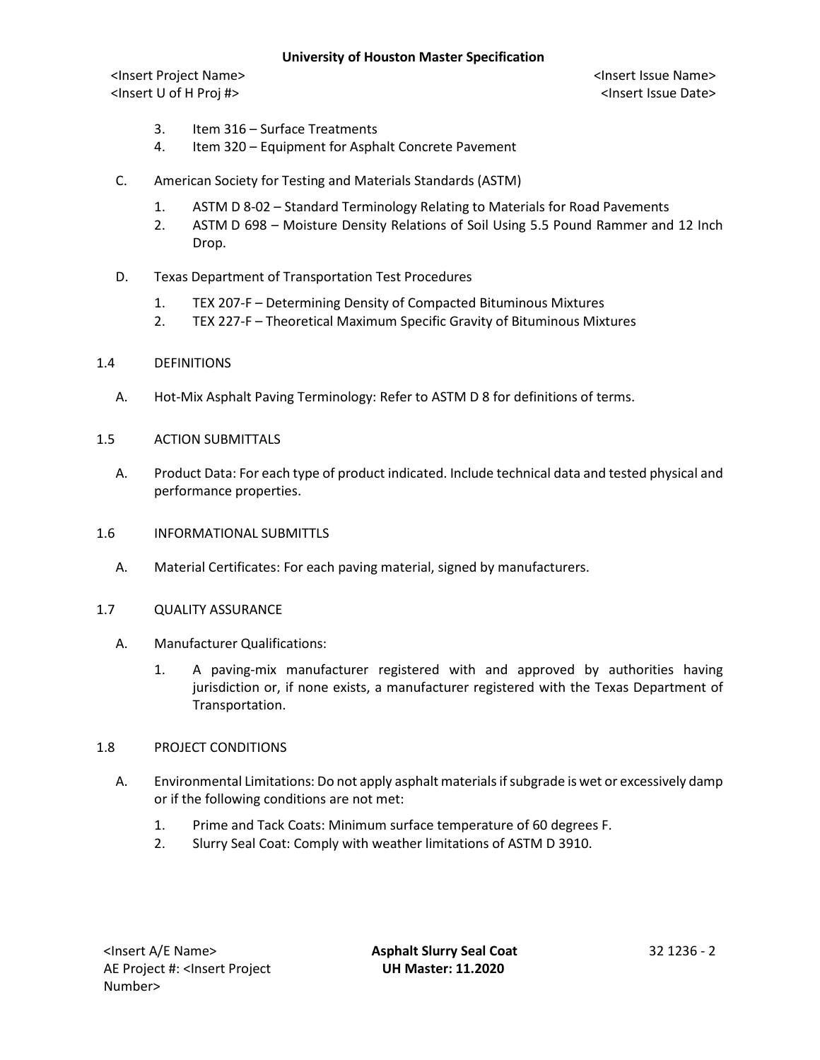3. Item 316 – Surface Treatments
4. Item 320 – Equipment for Asphalt Concrete Pavement

C. American Society for Testing and Materials Standards (ASTM)

1. ASTM D 8-02 – Standard Terminology Relating to Materials for Road Pavements
2. ASTM D 698 – Moisture Density Relations of Soil Using 5.5 Pound Rammer and 12 Inch Drop.

D. Texas Department of Transportation Test Procedures

1. TEX 207-F – Determining Density of Compacted Bituminous Mixtures
2. TEX 227-F – Theoretical Maximum Specific Gravity of Bituminous Mixtures

## 1.4 DEFINITIONS

A. Hot-Mix Asphalt Paving Terminology: Refer to ASTM D 8 for definitions of terms.

## 1.5 ACTION SUBMITTALS

A. Product Data: For each type of product indicated. Include technical data and tested physical and performance properties.

## 1.6 INFORMATIONAL SUBMITTLS

A. Material Certificates: For each paving material, signed by manufacturers.

## 1.7 QUALITY ASSURANCE

A. Manufacturer Qualifications:

1. A paving-mix manufacturer registered with and approved by authorities having jurisdiction or, if none exists, a manufacturer registered with the Texas Department of Transportation.

## 1.8 PROJECT CONDITIONS

A. Environmental Limitations: Do not apply asphalt materials if subgrade is wet or excessively damp or if the following conditions are not met:

1. Prime and Tack Coats: Minimum surface temperature of 60 degrees F.
2. Slurry Seal Coat: Comply with weather limitations of ASTM D 3910.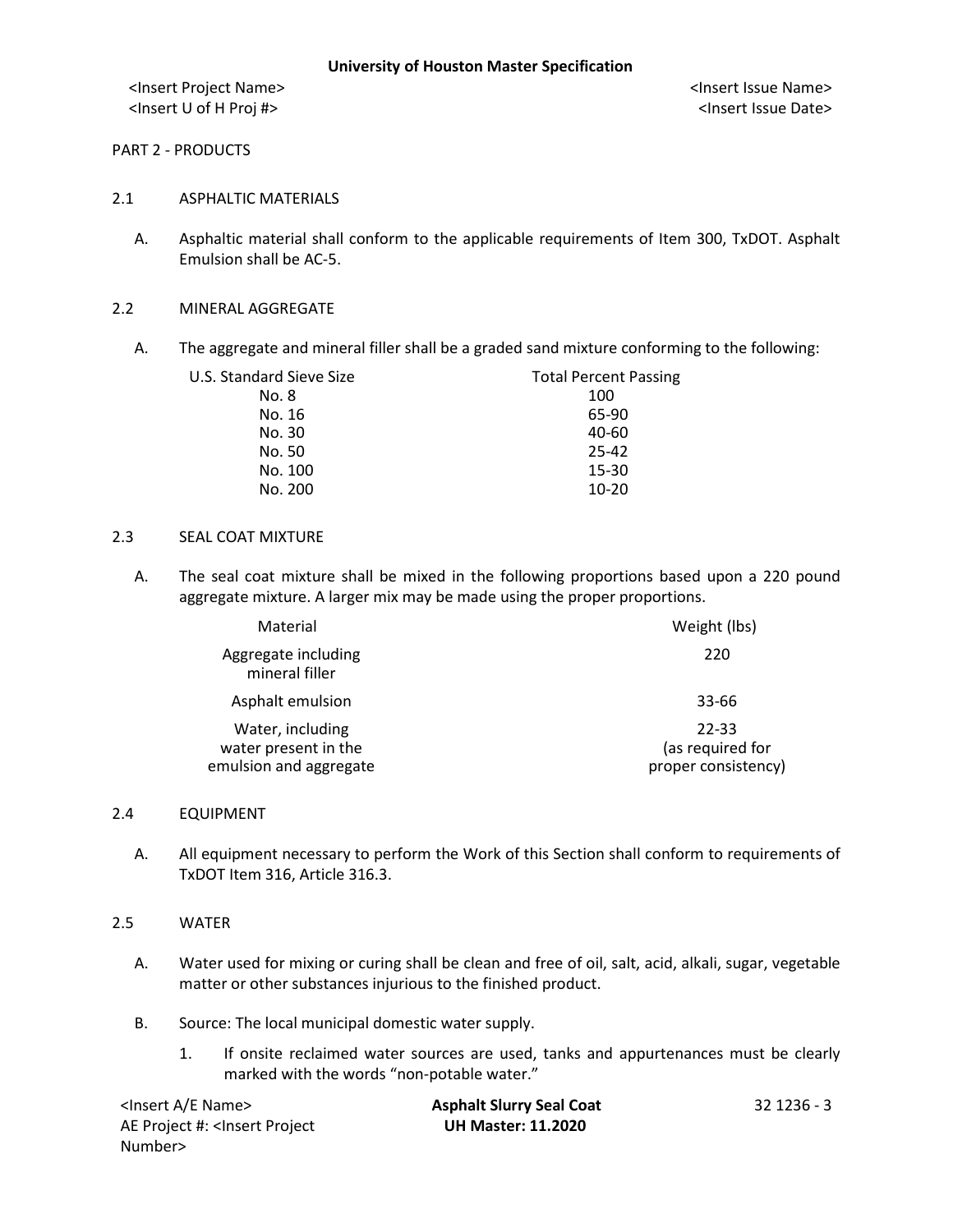## PART 2 - PRODUCTS

### 2.1 ASPHALTIC MATERIALS

A. Asphaltic material shall conform to the applicable requirements of Item 300, TxDOT. Asphalt Emulsion shall be AC-5.

### 2.2 MINERAL AGGREGATE

A. The aggregate and mineral filler shall be a graded sand mixture conforming to the following:

| U.S. Standard Sieve Size | Total Percent Passing |
|---|---|
| No. 8 | 100 |
| No. 16 | 65-90 |
| No. 30 | 40-60 |
| No. 50 | 25-42 |
| No. 100 | 15-30 |
| No. 200 | 10-20 |

### 2.3 SEAL COAT MIXTURE

A. The seal coat mixture shall be mixed in the following proportions based upon a 220 pound aggregate mixture. A larger mix may be made using the proper proportions.

| Material | Weight (lbs) |
|---|---|
| Aggregate including mineral filler | 220 |
| Asphalt emulsion | 33-66 |
| Water, including water present in the emulsion and aggregate | 22-33 (as required for proper consistency) |

### 2.4 EQUIPMENT

A. All equipment necessary to perform the Work of this Section shall conform to requirements of TxDOT Item 316, Article 316.3.

### 2.5 WATER

A. Water used for mixing or curing shall be clean and free of oil, salt, acid, alkali, sugar, vegetable matter or other substances injurious to the finished product.

B. Source: The local municipal domestic water supply.

1. If onsite reclaimed water sources are used, tanks and appurtenances must be clearly marked with the words “non-potable water.”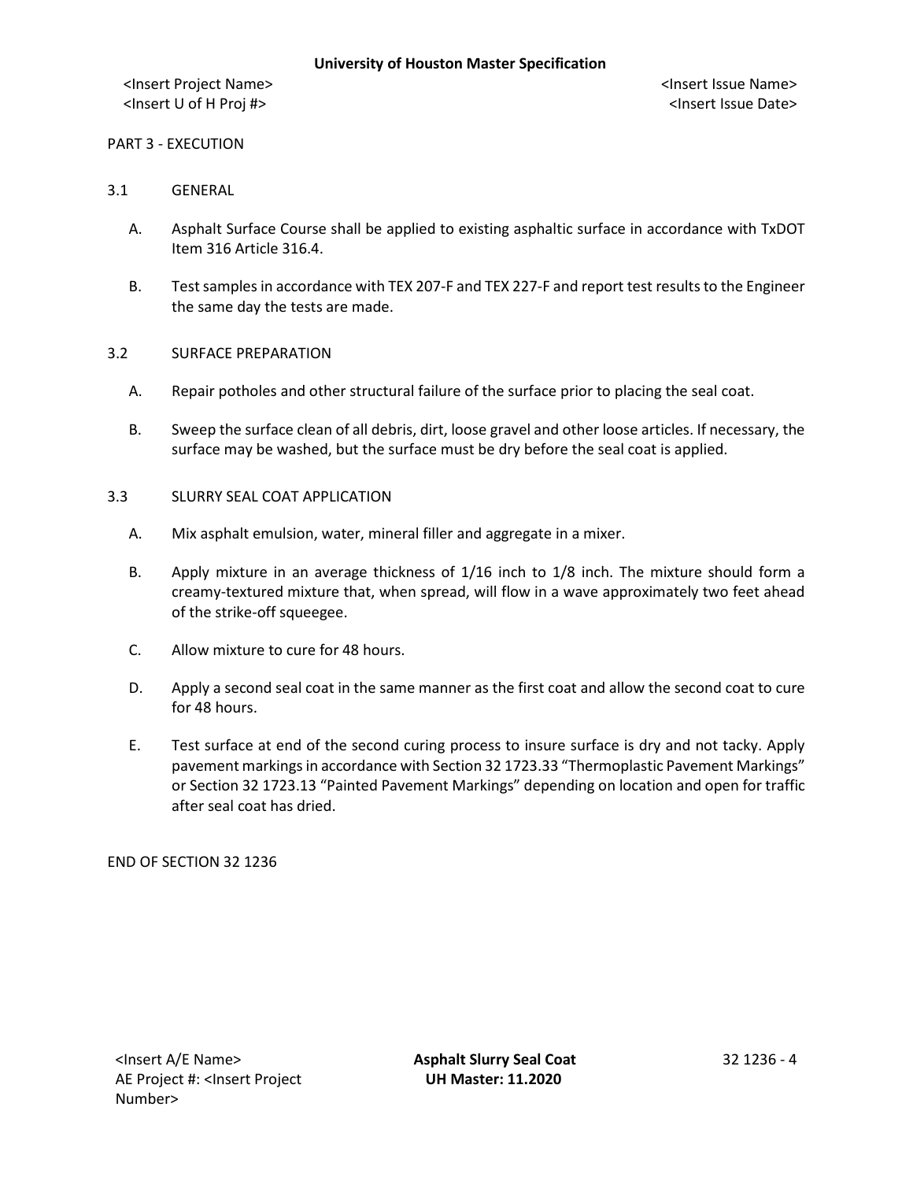PART 3 - EXECUTION

3.1 GENERAL

A. Asphalt Surface Course shall be applied to existing asphaltic surface in accordance with TxDOT Item 316 Article 316.4.

B. Test samples in accordance with TEX 207-F and TEX 227-F and report test results to the Engineer the same day the tests are made.

3.2 SURFACE PREPARATION

A. Repair potholes and other structural failure of the surface prior to placing the seal coat.

B. Sweep the surface clean of all debris, dirt, loose gravel and other loose articles. If necessary, the surface may be washed, but the surface must be dry before the seal coat is applied.

3.3 SLURRY SEAL COAT APPLICATION

A. Mix asphalt emulsion, water, mineral filler and aggregate in a mixer.

B. Apply mixture in an average thickness of 1/16 inch to 1/8 inch. The mixture should form a creamy-textured mixture that, when spread, will flow in a wave approximately two feet ahead of the strike-off squeegee.

C. Allow mixture to cure for 48 hours.

D. Apply a second seal coat in the same manner as the first coat and allow the second coat to cure for 48 hours.

E. Test surface at end of the second curing process to insure surface is dry and not tacky. Apply pavement markings in accordance with Section 32 1723.33 "Thermoplastic Pavement Markings" or Section 32 1723.13 "Painted Pavement Markings" depending on location and open for traffic after seal coat has dried.

END OF SECTION 32 1236